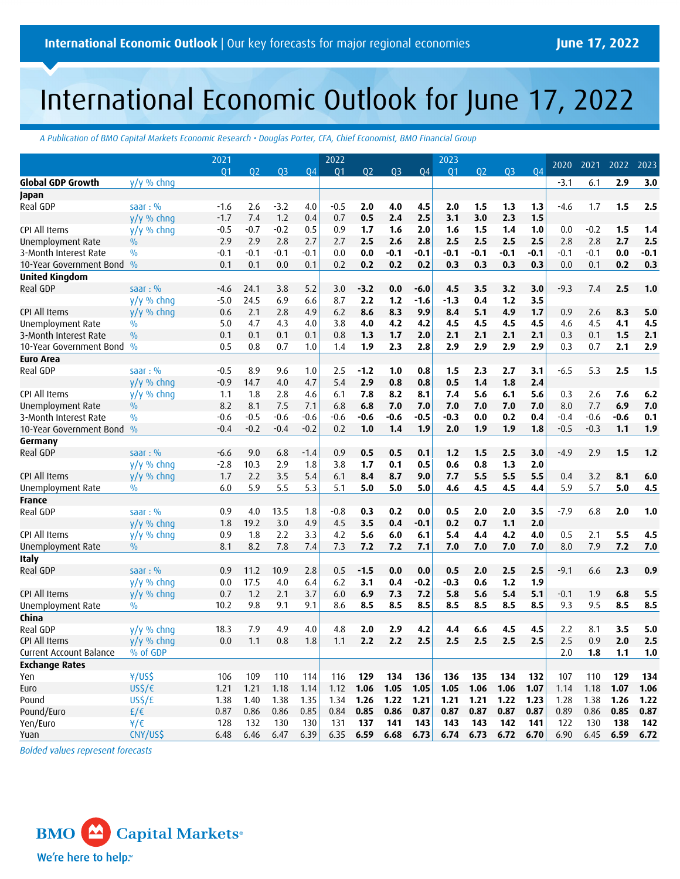International Economic Outlook | Our key forecasts for major regional economies — June 17, 2022

# International Economic Outlook for June 17, 2022

*A Publication of BMO Capital Markets Economic Research • Douglas Porter, CFA, Chief Economist, BMO Financial Group*

| | | 2021 Q1 | Q2 | Q3 | Q4 | 2022 Q1 | Q2 | Q3 | Q4 | 2023 Q1 | Q2 | Q3 | Q4 | 2020 | 2021 | 2022 | 2023 |
|---|---|---|---|---|---|---|---|---|---|---|---|---|---|---|---|---|---|
| **Global GDP Growth** | y/y % chng | | | | | | | | | | | | | -3.1 | 6.1 | **2.9** | **3.0** |
| **Japan** | | | | | | | | | | | | | | | | | |
| Real GDP | saar : % | -1.6 | 2.6 | -3.2 | 4.0 | -0.5 | **2.0** | **4.0** | **4.5** | **2.0** | **1.5** | **1.3** | **1.3** | -4.6 | 1.7 | **1.5** | **2.5** |
| | y/y % chng | -1.7 | 7.4 | 1.2 | 0.4 | 0.7 | **0.5** | **2.4** | **2.5** | **3.1** | **3.0** | **2.3** | **1.5** | | | | |
| CPI All Items | y/y % chng | -0.5 | -0.7 | -0.2 | 0.5 | 0.9 | **1.7** | **1.6** | **2.0** | **1.6** | **1.5** | **1.4** | **1.0** | 0.0 | -0.2 | **1.5** | **1.4** |
| Unemployment Rate | % | 2.9 | 2.9 | 2.8 | 2.7 | 2.7 | **2.5** | **2.6** | **2.8** | **2.5** | **2.5** | **2.5** | **2.5** | 2.8 | 2.8 | **2.7** | **2.5** |
| 3-Month Interest Rate | % | -0.1 | -0.1 | -0.1 | -0.1 | 0.0 | **0.0** | **-0.1** | **-0.1** | **-0.1** | **-0.1** | **-0.1** | **-0.1** | -0.1 | -0.1 | **0.0** | **-0.1** |
| 10-Year Government Bond | % | 0.1 | 0.1 | 0.0 | 0.1 | 0.2 | **0.2** | **0.2** | **0.2** | **0.3** | **0.3** | **0.3** | **0.3** | 0.0 | 0.1 | **0.2** | **0.3** |
| **United Kingdom** | | | | | | | | | | | | | | | | | |
| Real GDP | saar : % | -4.6 | 24.1 | 3.8 | 5.2 | 3.0 | **-3.2** | **0.0** | **-6.0** | **4.5** | **3.5** | **3.2** | **3.0** | -9.3 | 7.4 | **2.5** | **1.0** |
| | y/y % chng | -5.0 | 24.5 | 6.9 | 6.6 | 8.7 | **2.2** | **1.2** | **-1.6** | **-1.3** | **0.4** | **1.2** | **3.5** | | | | |
| CPI All Items | y/y % chng | 0.6 | 2.1 | 2.8 | 4.9 | 6.2 | **8.6** | **8.3** | **9.9** | **8.4** | **5.1** | **4.9** | **1.7** | 0.9 | 2.6 | **8.3** | **5.0** |
| Unemployment Rate | % | 5.0 | 4.7 | 4.3 | 4.0 | 3.8 | **4.0** | **4.2** | **4.2** | **4.5** | **4.5** | **4.5** | **4.5** | 4.6 | 4.5 | **4.1** | **4.5** |
| 3-Month Interest Rate | % | 0.1 | 0.1 | 0.1 | 0.1 | 0.8 | **1.3** | **1.7** | **2.0** | **2.1** | **2.1** | **2.1** | **2.1** | 0.3 | 0.1 | **1.5** | **2.1** |
| 10-Year Government Bond | % | 0.5 | 0.8 | 0.7 | 1.0 | 1.4 | **1.9** | **2.3** | **2.8** | **2.9** | **2.9** | **2.9** | **2.9** | 0.3 | 0.7 | **2.1** | **2.9** |
| **Euro Area** | | | | | | | | | | | | | | | | | |
| Real GDP | saar : % | -0.5 | 8.9 | 9.6 | 1.0 | 2.5 | **-1.2** | **1.0** | **0.8** | **1.5** | **2.3** | **2.7** | **3.1** | -6.5 | 5.3 | **2.5** | **1.5** |
| | y/y % chng | -0.9 | 14.7 | 4.0 | 4.7 | 5.4 | **2.9** | **0.8** | **0.8** | **0.5** | **1.4** | **1.8** | **2.4** | | | | |
| CPI All Items | y/y % chng | 1.1 | 1.8 | 2.8 | 4.6 | 6.1 | **7.8** | **8.2** | **8.1** | **7.4** | **5.6** | **6.1** | **5.6** | 0.3 | 2.6 | **7.6** | **6.2** |
| Unemployment Rate | % | 8.2 | 8.1 | 7.5 | 7.1 | 6.8 | **6.8** | **7.0** | **7.0** | **7.0** | **7.0** | **7.0** | **7.0** | 8.0 | 7.7 | **6.9** | **7.0** |
| 3-Month Interest Rate | % | -0.6 | -0.5 | -0.6 | -0.6 | -0.6 | **-0.6** | **-0.6** | **-0.5** | **-0.3** | **0.0** | **0.2** | **0.4** | -0.4 | -0.6 | **-0.6** | **0.1** |
| 10-Year Government Bond | % | -0.4 | -0.2 | -0.4 | -0.2 | 0.2 | **1.0** | **1.4** | **1.9** | **2.0** | **1.9** | **1.9** | **1.8** | -0.5 | -0.3 | **1.1** | **1.9** |
| **Germany** | | | | | | | | | | | | | | | | | |
| Real GDP | saar : % | -6.6 | 9.0 | 6.8 | -1.4 | 0.9 | **0.5** | **0.5** | **0.1** | **1.2** | **1.5** | **2.5** | **3.0** | -4.9 | 2.9 | **1.5** | **1.2** |
| | y/y % chng | -2.8 | 10.3 | 2.9 | 1.8 | 3.8 | **1.7** | **0.1** | **0.5** | **0.6** | **0.8** | **1.3** | **2.0** | | | | |
| CPI All Items | y/y % chng | 1.7 | 2.2 | 3.5 | 5.4 | 6.1 | **8.4** | **8.7** | **9.0** | **7.7** | **5.5** | **5.5** | **5.5** | 0.4 | 3.2 | **8.1** | **6.0** |
| Unemployment Rate | % | 6.0 | 5.9 | 5.5 | 5.3 | 5.1 | **5.0** | **5.0** | **5.0** | **4.6** | **4.5** | **4.5** | **4.4** | 5.9 | 5.7 | **5.0** | **4.5** |
| **France** | | | | | | | | | | | | | | | | | |
| Real GDP | saar : % | 0.9 | 4.0 | 13.5 | 1.8 | -0.8 | **0.3** | **0.2** | **0.0** | **0.5** | **2.0** | **2.0** | **3.5** | -7.9 | 6.8 | **2.0** | **1.0** |
| | y/y % chng | 1.8 | 19.2 | 3.0 | 4.9 | 4.5 | **3.5** | **0.4** | **-0.1** | **0.2** | **0.7** | **1.1** | **2.0** | | | | |
| CPI All Items | y/y % chng | 0.9 | 1.8 | 2.2 | 3.3 | 4.2 | **5.6** | **6.0** | **6.1** | **5.4** | **4.4** | **4.2** | **4.0** | 0.5 | 2.1 | **5.5** | **4.5** |
| Unemployment Rate | % | 8.1 | 8.2 | 7.8 | 7.4 | 7.3 | **7.2** | **7.2** | **7.1** | **7.0** | **7.0** | **7.0** | **7.0** | 8.0 | 7.9 | **7.2** | **7.0** |
| **Italy** | | | | | | | | | | | | | | | | | |
| Real GDP | saar : % | 0.9 | 11.2 | 10.9 | 2.8 | 0.5 | **-1.5** | **0.0** | **0.0** | **0.5** | **2.0** | **2.5** | **2.5** | -9.1 | 6.6 | **2.3** | **0.9** |
| | y/y % chng | 0.0 | 17.5 | 4.0 | 6.4 | 6.2 | **3.1** | **0.4** | **-0.2** | **-0.3** | **0.6** | **1.2** | **1.9** | | | | |
| CPI All Items | y/y % chng | 0.7 | 1.2 | 2.1 | 3.7 | 6.0 | **6.9** | **7.3** | **7.2** | **5.8** | **5.6** | **5.4** | **5.1** | -0.1 | 1.9 | **6.8** | **5.5** |
| Unemployment Rate | % | 10.2 | 9.8 | 9.1 | 9.1 | 8.6 | **8.5** | **8.5** | **8.5** | **8.5** | **8.5** | **8.5** | **8.5** | 9.3 | 9.5 | **8.5** | **8.5** |
| **China** | | | | | | | | | | | | | | | | | |
| Real GDP | y/y % chng | 18.3 | 7.9 | 4.9 | 4.0 | 4.8 | **2.0** | **2.9** | **4.2** | **4.4** | **6.6** | **4.5** | **4.5** | 2.2 | 8.1 | **3.5** | **5.0** |
| CPI All Items | y/y % chng | 0.0 | 1.1 | 0.8 | 1.8 | 1.1 | **2.2** | **2.2** | **2.5** | **2.5** | **2.5** | **2.5** | **2.5** | 2.5 | 0.9 | **2.0** | **2.5** |
| Current Account Balance | % of GDP | | | | | | | | | | | | | 2.0 | **1.8** | **1.1** | **1.0** |
| **Exchange Rates** | | | | | | | | | | | | | | | | | |
| Yen | ¥/US$ | 106 | 109 | 110 | 114 | 116 | **129** | **134** | **136** | **136** | **135** | **134** | **132** | 107 | 110 | **129** | **134** |
| Euro | US$/€ | 1.21 | 1.21 | 1.18 | 1.14 | 1.12 | **1.06** | **1.05** | **1.05** | **1.05** | **1.06** | **1.06** | **1.07** | 1.14 | 1.18 | **1.07** | **1.06** |
| Pound | US$/£ | 1.38 | 1.40 | 1.38 | 1.35 | 1.34 | **1.26** | **1.22** | **1.21** | **1.21** | **1.21** | **1.22** | **1.23** | 1.28 | 1.38 | **1.26** | **1.22** |
| Pound/Euro | £/€ | 0.87 | 0.86 | 0.86 | 0.85 | 0.84 | **0.85** | **0.86** | **0.87** | **0.87** | **0.87** | **0.87** | **0.87** | 0.89 | 0.86 | **0.85** | **0.87** |
| Yen/Euro | ¥/€ | 128 | 132 | 130 | 130 | 131 | **137** | **141** | **143** | **143** | **143** | **142** | **141** | 122 | 130 | **138** | **142** |
| Yuan | CNY/US$ | 6.48 | 6.46 | 6.47 | 6.39 | 6.35 | **6.59** | **6.68** | **6.73** | **6.74** | **6.73** | **6.72** | **6.70** | 6.90 | 6.45 | **6.59** | **6.72** |

*Bolded values represent forecasts*

BMO Capital Markets
We're here to help.™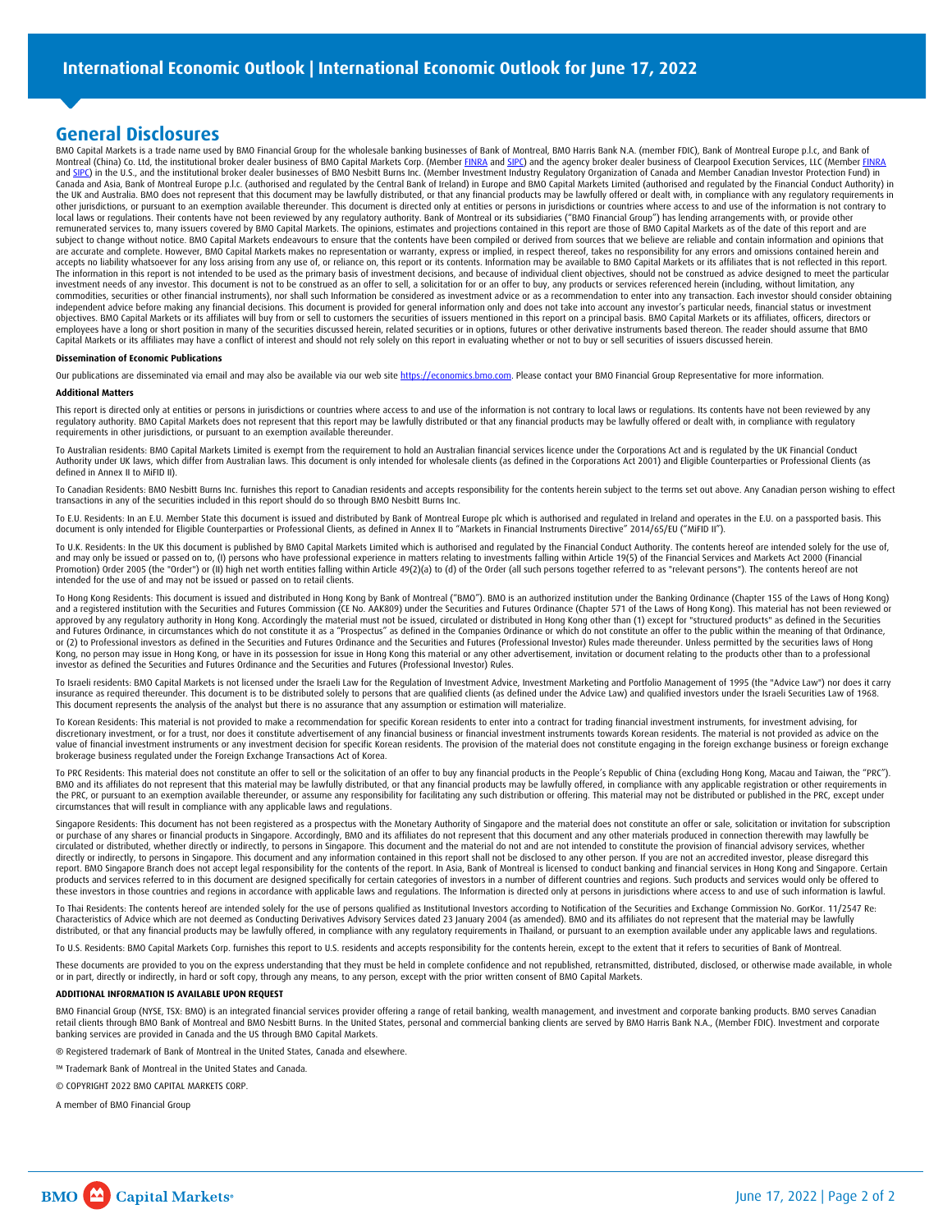## General Disclosures

BMO Capital Markets is a trade name used by BMO Financial Group for the wholesale banking businesses of Bank of Montreal, BMO Harris Bank N.A. (member FDIC), Bank of Montreal Europe p.l.c, and Bank of Montreal (China) Co. Ltd, the institutional broker dealer business of BMO Capital Markets Corp. (Member FINRA and SIPC) and the agency broker dealer business of Clearpool Execution Services, LLC (Member FINRA and SIPC) in the U.S., and the institutional broker dealer businesses of BMO Nesbitt Burns Inc. (Member Investment Industry Regulatory Organization of Canada and Member Canadian Investor Protection Fund) in Canada and Asia, Bank of Montreal Europe p.l.c. (authorised and regulated by the Central Bank of Ireland) in Europe and BMO Capital Markets Limited (authorised and regulated by the Financial Conduct Authority) in the UK and Australia. BMO does not represent that this document may be lawfully distributed, or that any financial products may be lawfully offered or dealt with, in compliance with any regulatory requirements in other jurisdictions, or pursuant to an exemption available thereunder. This document is directed only at entities or persons in jurisdictions or countries where access to and use of the information is not contrary to local laws or regulations. Their contents have not been reviewed by any regulatory authority. Bank of Montreal or its subsidiaries ("BMO Financial Group") has lending arrangements with, or provide other remunerated services to, many issuers covered by BMO Capital Markets. The opinions, estimates and projections contained in this report are those of BMO Capital Markets as of the date of this report and are subject to change without notice. BMO Capital Markets endeavours to ensure that the contents have been compiled or derived from sources that we believe are reliable and contain information and opinions that are accurate and complete. However, BMO Capital Markets makes no representation or warranty, express or implied, in respect thereof, takes no responsibility for any errors and omissions contained herein and accepts no liability whatsoever for any loss arising from any use of, or reliance on, this report or its contents. Information may be available to BMO Capital Markets or its affiliates that is not reflected in this report. The information in this report is not intended to be used as the primary basis of investment decisions, and because of individual client objectives, should not be construed as advice designed to meet the particular investment needs of any investor. This document is not to be construed as an offer to sell, a solicitation for or an offer to buy, any products or services referenced herein (including, without limitation, any commodities, securities or other financial instruments), nor shall such Information be considered as investment advice or as a recommendation to enter into any transaction. Each investor should consider obtaining independent advice before making any financial decisions. This document is provided for general information only and does not take into account any investor's particular needs, financial status or investment objectives. BMO Capital Markets or its affiliates will buy from or sell to customers the securities of issuers mentioned in this report on a principal basis. BMO Capital Markets or its affiliates, officers, directors or employees have a long or short position in many of the securities discussed herein, related securities or in options, futures or other derivative instruments based thereon. The reader should assume that BMO Capital Markets or its affiliates may have a conflict of interest and should not rely solely on this report in evaluating whether or not to buy or sell securities of issuers discussed herein.

**Dissemination of Economic Publications**

Our publications are disseminated via email and may also be available via our web site https://economics.bmo.com. Please contact your BMO Financial Group Representative for more information.

**Additional Matters**

This report is directed only at entities or persons in jurisdictions or countries where access to and use of the information is not contrary to local laws or regulations. Its contents have not been reviewed by any regulatory authority. BMO Capital Markets does not represent that this report may be lawfully distributed or that any financial products may be lawfully offered or dealt with, in compliance with regulatory requirements in other jurisdictions, or pursuant to an exemption available thereunder.

To Australian residents: BMO Capital Markets Limited is exempt from the requirement to hold an Australian financial services licence under the Corporations Act and is regulated by the UK Financial Conduct Authority under UK laws, which differ from Australian laws. This document is only intended for wholesale clients (as defined in the Corporations Act 2001) and Eligible Counterparties or Professional Clients (as defined in Annex II to MiFID II).

To Canadian Residents: BMO Nesbitt Burns Inc. furnishes this report to Canadian residents and accepts responsibility for the contents herein subject to the terms set out above. Any Canadian person wishing to effect transactions in any of the securities included in this report should do so through BMO Nesbitt Burns Inc.

To E.U. Residents: In an E.U. Member State this document is issued and distributed by Bank of Montreal Europe plc which is authorised and regulated in Ireland and operates in the E.U. on a passported basis. This document is only intended for Eligible Counterparties or Professional Clients, as defined in Annex II to "Markets in Financial Instruments Directive" 2014/65/EU ("MiFID II").

To U.K. Residents: In the UK this document is published by BMO Capital Markets Limited which is authorised and regulated by the Financial Conduct Authority. The contents hereof are intended solely for the use of, and may only be issued or passed on to, (I) persons who have professional experience in matters relating to investments falling within Article 19(5) of the Financial Services and Markets Act 2000 (Financial Promotion) Order 2005 (the "Order") or (II) high net worth entities falling within Article 49(2)(a) to (d) of the Order (all such persons together referred to as "relevant persons"). The contents hereof are not intended for the use of and may not be issued or passed on to retail clients.

To Hong Kong Residents: This document is issued and distributed in Hong Kong by Bank of Montreal ("BMO"). BMO is an authorized institution under the Banking Ordinance (Chapter 155 of the Laws of Hong Kong) and a registered institution with the Securities and Futures Commission (CE No. AAK809) under the Securities and Futures Ordinance (Chapter 571 of the Laws of Hong Kong). This material has not been reviewed or approved by any regulatory authority in Hong Kong. Accordingly the material must not be issued, circulated or distributed in Hong Kong other than (1) except for "structured products" as defined in the Securities and Futures Ordinance, in circumstances which do not constitute it as a "Prospectus" as defined in the Companies Ordinance or which do not constitute an offer to the public within the meaning of that Ordinance, or (2) to Professional investors as defined in the Securities and Futures Ordinance and the Securities and Futures (Professional Investor) Rules made thereunder. Unless permitted by the securities laws of Hong Kong, no person may issue in Hong Kong, or have in its possession for issue in Hong Kong this material or any other advertisement, invitation or document relating to the products other than to a professional investor as defined the Securities and Futures Ordinance and the Securities and Futures (Professional Investor) Rules.

To Israeli residents: BMO Capital Markets is not licensed under the Israeli Law for the Regulation of Investment Advice, Investment Marketing and Portfolio Management of 1995 (the "Advice Law") nor does it carry insurance as required thereunder. This document is to be distributed solely to persons that are qualified clients (as defined under the Advice Law) and qualified investors under the Israeli Securities Law of 1968. This document represents the analysis of the analyst but there is no assurance that any assumption or estimation will materialize.

To Korean Residents: This material is not provided to make a recommendation for specific Korean residents to enter into a contract for trading financial investment instruments, for investment advising, for discretionary investment, or for a trust, nor does it constitute advertisement of any financial business or financial investment instruments towards Korean residents. The material is not provided as advice on the value of financial investment instruments or any investment decision for specific Korean residents. The provision of the material does not constitute engaging in the foreign exchange business or foreign exchange brokerage business regulated under the Foreign Exchange Transactions Act of Korea.

To PRC Residents: This material does not constitute an offer to sell or the solicitation of an offer to buy any financial products in the People's Republic of China (excluding Hong Kong, Macau and Taiwan, the "PRC"). BMO and its affiliates do not represent that this material may be lawfully distributed, or that any financial products may be lawfully offered, in compliance with any applicable registration or other requirements in the PRC, or pursuant to an exemption available thereunder, or assume any responsibility for facilitating any such distribution or offering. This material may not be distributed or published in the PRC, except under circumstances that will result in compliance with any applicable laws and regulations.

Singapore Residents: This document has not been registered as a prospectus with the Monetary Authority of Singapore and the material does not constitute an offer or sale, solicitation or invitation for subscription or purchase of any shares or financial products in Singapore. Accordingly, BMO and its affiliates do not represent that this document and any other materials produced in connection therewith may lawfully be circulated or distributed, whether directly or indirectly, to persons in Singapore. This document and the material do not and are not intended to constitute the provision of financial advisory services, whether directly or indirectly, to persons in Singapore. This document and any information contained in this report shall not be disclosed to any other person. If you are not an accredited investor, please disregard this report. BMO Singapore Branch does not accept legal responsibility for the contents of the report. In Asia, Bank of Montreal is licensed to conduct banking and financial services in Hong Kong and Singapore. Certain products and services referred to in this document are designed specifically for certain categories of investors in a number of different countries and regions. Such products and services would only be offered to these investors in those countries and regions in accordance with applicable laws and regulations. The Information is directed only at persons in jurisdictions where access to and use of such information is lawful.

To Thai Residents: The contents hereof are intended solely for the use of persons qualified as Institutional Investors according to Notification of the Securities and Exchange Commission No. GorKor. 11/2547 Re: Characteristics of Advice which are not deemed as Conducting Derivatives Advisory Services dated 23 January 2004 (as amended). BMO and its affiliates do not represent that the material may be lawfully distributed, or that any financial products may be lawfully offered, in compliance with any regulatory requirements in Thailand, or pursuant to an exemption available under any applicable laws and regulations.

To U.S. Residents: BMO Capital Markets Corp. furnishes this report to U.S. residents and accepts responsibility for the contents herein, except to the extent that it refers to securities of Bank of Montreal.

These documents are provided to you on the express understanding that they must be held in complete confidence and not republished, retransmitted, distributed, disclosed, or otherwise made available, in whole or in part, directly or indirectly, in hard or soft copy, through any means, to any person, except with the prior written consent of BMO Capital Markets.

**ADDITIONAL INFORMATION IS AVAILABLE UPON REQUEST**

BMO Financial Group (NYSE, TSX: BMO) is an integrated financial services provider offering a range of retail banking, wealth management, and investment and corporate banking products. BMO serves Canadian retail clients through BMO Bank of Montreal and BMO Nesbitt Burns. In the United States, personal and commercial banking clients are served by BMO Harris Bank N.A., (Member FDIC). Investment and corporate banking services are provided in Canada and the US through BMO Capital Markets.

® Registered trademark of Bank of Montreal in the United States, Canada and elsewhere.

™ Trademark Bank of Montreal in the United States and Canada.

© COPYRIGHT 2022 BMO CAPITAL MARKETS CORP.

A member of BMO Financial Group